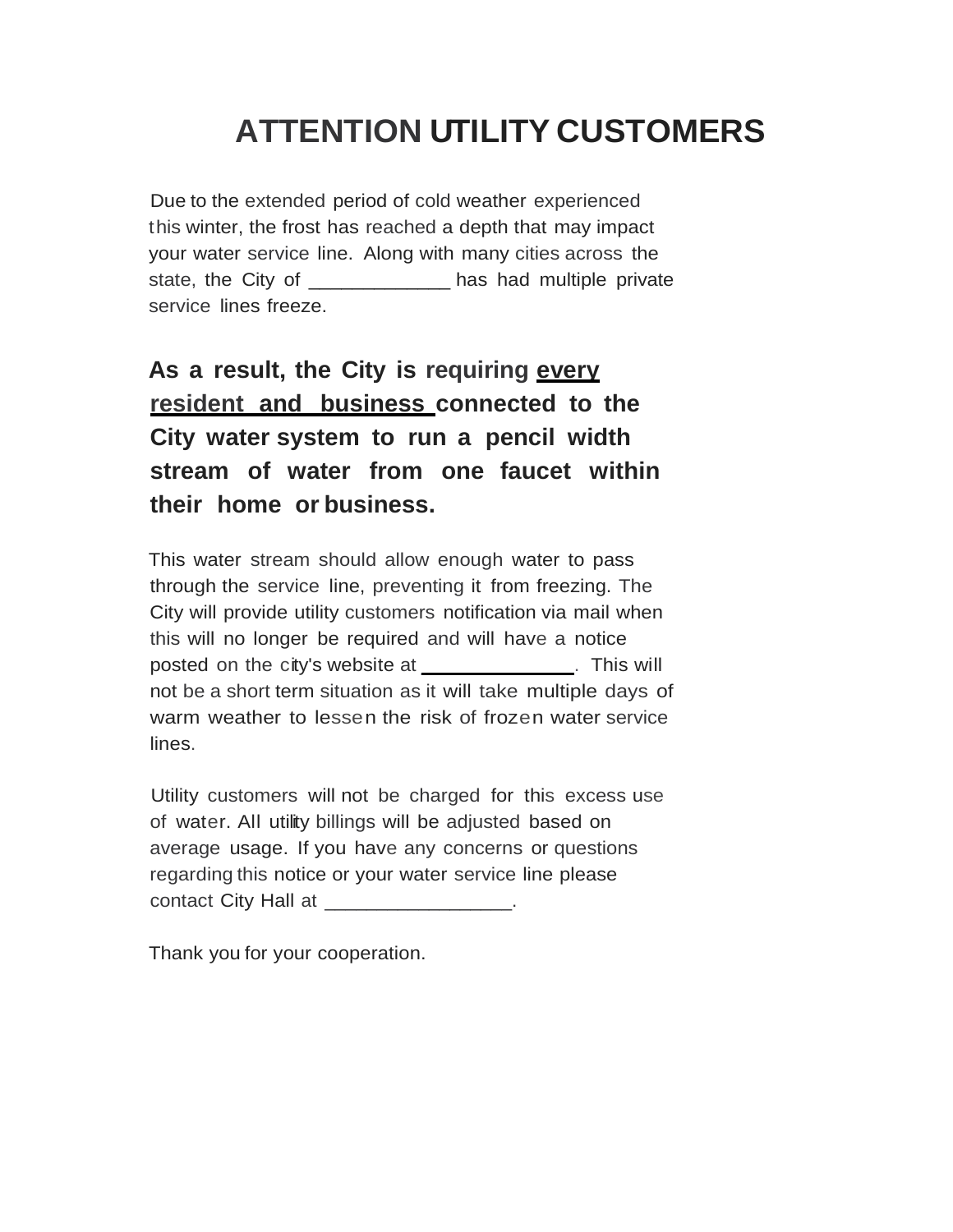# ATTENTION UTILITY CUSTOMERS

Due to the extended period of cold weather experienced this winter, the frost has reached a depth that may impact your water service line. Along with many cities across the state, the City of _____________ has had multiple private service lines freeze.

**As a result, the City is requiring <u>every resident and business</u> connected to the City water system to run a pencil width stream of water from one faucet within their home or business.**

This water stream should allow enough water to pass through the service line, preventing it from freezing. The City will provide utility customers notification via mail when this will no longer be required and will have a notice posted on the city's website at ______________. This will not be a short term situation as it will take multiple days of warm weather to lessen the risk of frozen water service lines.

Utility customers will not be charged for this excess use of water. All utility billings will be adjusted based on average usage. If you have any concerns or questions regarding this notice or your water service line please contact City Hall at _________________.

Thank you for your cooperation.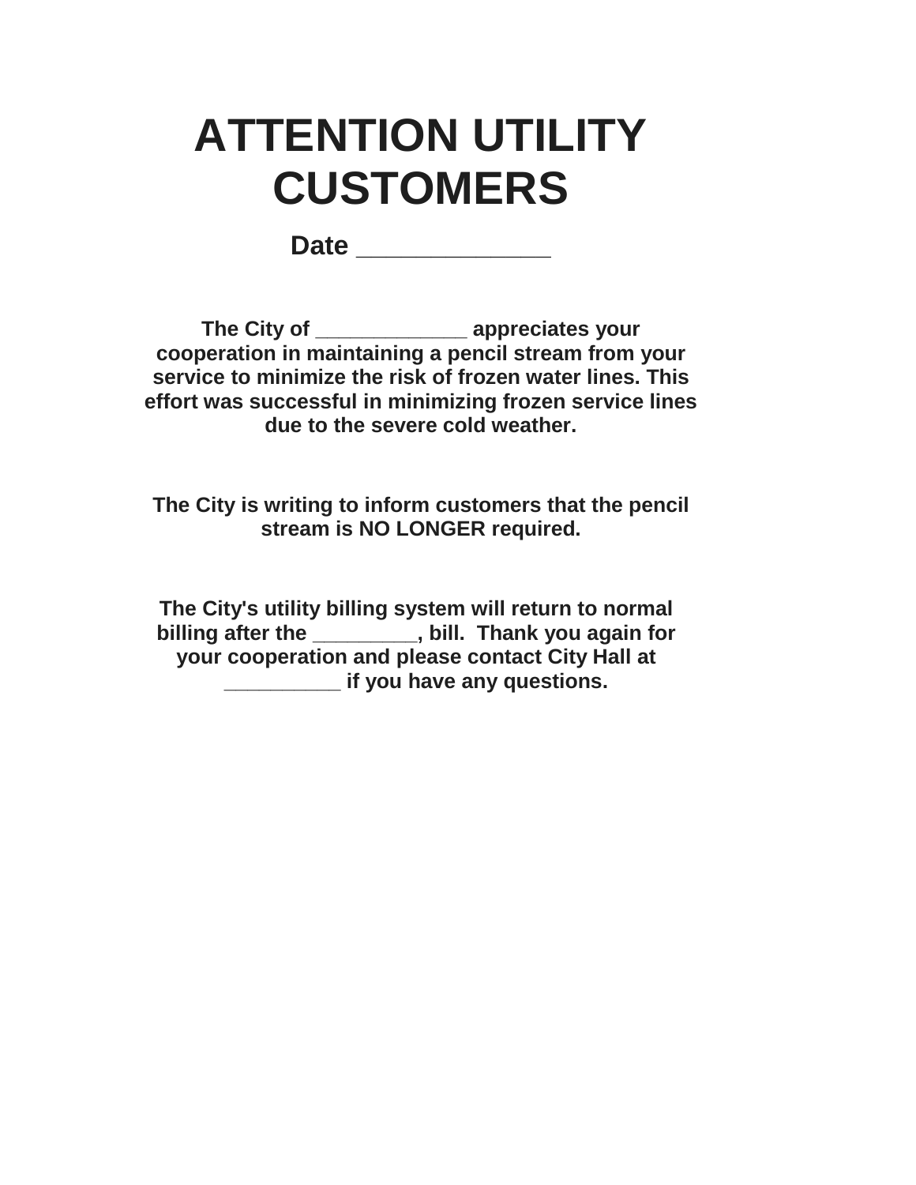# ATTENTION UTILITY CUSTOMERS

**Date ______________**

**The City of _____________ appreciates your cooperation in maintaining a pencil stream from your service to minimize the risk of frozen water lines. This effort was successful in minimizing frozen service lines due to the severe cold weather.**

**The City is writing to inform customers that the pencil stream is NO LONGER required.**

**The City's utility billing system will return to normal billing after the _________, bill. Thank you again for your cooperation and please contact City Hall at __________ if you have any questions.**